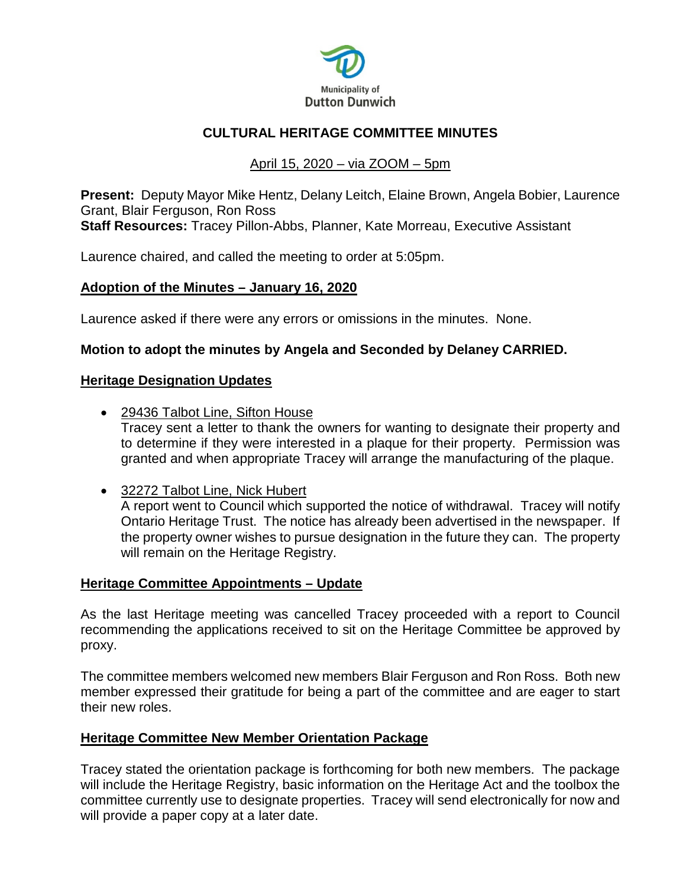Municipality of Dutton Dunwich

# CULTURAL HERITAGE COMMITTEE MINUTES

April 15, 2020 – via ZOOM – 5pm

**Present:** Deputy Mayor Mike Hentz, Delany Leitch, Elaine Brown, Angela Bobier, Laurence Grant, Blair Ferguson, Ron Ross
**Staff Resources:** Tracey Pillon-Abbs, Planner, Kate Morreau, Executive Assistant

Laurence chaired, and called the meeting to order at 5:05pm.

## Adoption of the Minutes – January 16, 2020

Laurence asked if there were any errors or omissions in the minutes. None.

**Motion to adopt the minutes by Angela and Seconded by Delaney CARRIED.**

## Heritage Designation Updates

- 29436 Talbot Line, Sifton House
  Tracey sent a letter to thank the owners for wanting to designate their property and to determine if they were interested in a plaque for their property. Permission was granted and when appropriate Tracey will arrange the manufacturing of the plaque.

- 32272 Talbot Line, Nick Hubert
  A report went to Council which supported the notice of withdrawal. Tracey will notify Ontario Heritage Trust. The notice has already been advertised in the newspaper. If the property owner wishes to pursue designation in the future they can. The property will remain on the Heritage Registry.

## Heritage Committee Appointments – Update

As the last Heritage meeting was cancelled Tracey proceeded with a report to Council recommending the applications received to sit on the Heritage Committee be approved by proxy.

The committee members welcomed new members Blair Ferguson and Ron Ross. Both new member expressed their gratitude for being a part of the committee and are eager to start their new roles.

## Heritage Committee New Member Orientation Package

Tracey stated the orientation package is forthcoming for both new members. The package will include the Heritage Registry, basic information on the Heritage Act and the toolbox the committee currently use to designate properties. Tracey will send electronically for now and will provide a paper copy at a later date.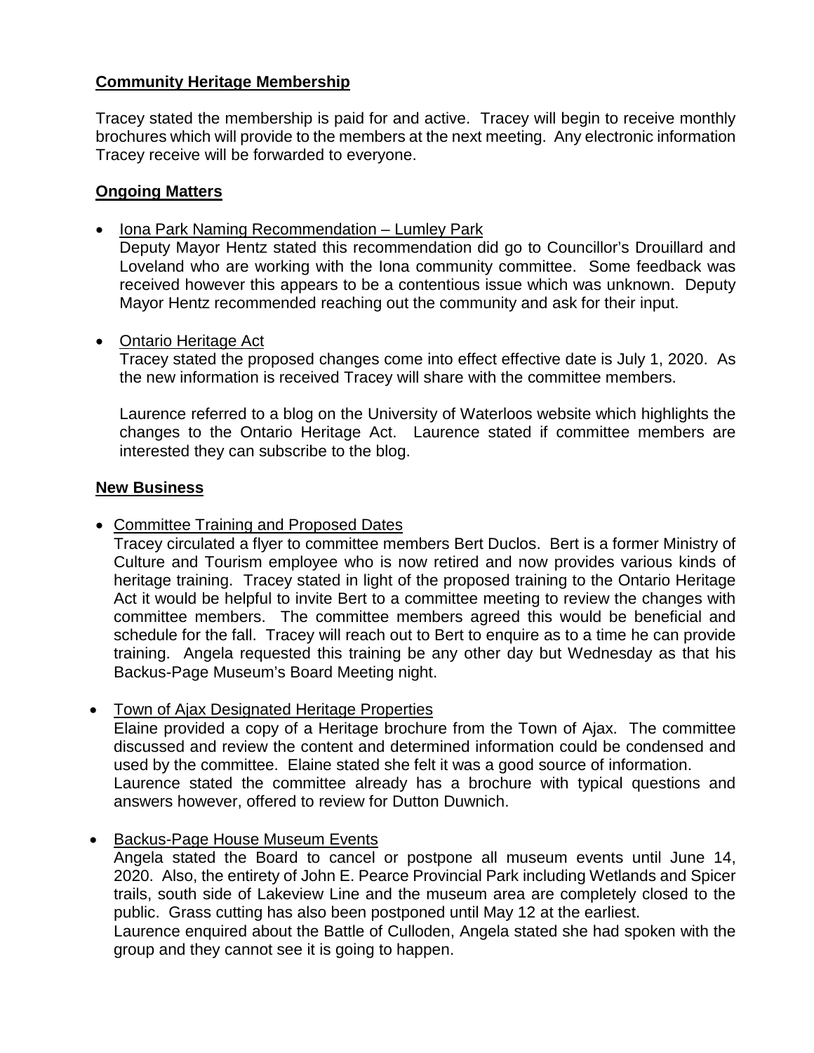**Community Heritage Membership**

Tracey stated the membership is paid for and active. Tracey will begin to receive monthly brochures which will provide to the members at the next meeting. Any electronic information Tracey receive will be forwarded to everyone.

**Ongoing Matters**

- Iona Park Naming Recommendation – Lumley Park
  Deputy Mayor Hentz stated this recommendation did go to Councillor's Drouillard and Loveland who are working with the Iona community committee. Some feedback was received however this appears to be a contentious issue which was unknown. Deputy Mayor Hentz recommended reaching out the community and ask for their input.

- Ontario Heritage Act
  Tracey stated the proposed changes come into effect effective date is July 1, 2020. As the new information is received Tracey will share with the committee members.

  Laurence referred to a blog on the University of Waterloos website which highlights the changes to the Ontario Heritage Act. Laurence stated if committee members are interested they can subscribe to the blog.

**New Business**

- Committee Training and Proposed Dates
  Tracey circulated a flyer to committee members Bert Duclos. Bert is a former Ministry of Culture and Tourism employee who is now retired and now provides various kinds of heritage training. Tracey stated in light of the proposed training to the Ontario Heritage Act it would be helpful to invite Bert to a committee meeting to review the changes with committee members. The committee members agreed this would be beneficial and schedule for the fall. Tracey will reach out to Bert to enquire as to a time he can provide training. Angela requested this training be any other day but Wednesday as that his Backus-Page Museum's Board Meeting night.

- Town of Ajax Designated Heritage Properties
  Elaine provided a copy of a Heritage brochure from the Town of Ajax. The committee discussed and review the content and determined information could be condensed and used by the committee. Elaine stated she felt it was a good source of information.
  Laurence stated the committee already has a brochure with typical questions and answers however, offered to review for Dutton Duwnich.

- Backus-Page House Museum Events
  Angela stated the Board to cancel or postpone all museum events until June 14, 2020. Also, the entirety of John E. Pearce Provincial Park including Wetlands and Spicer trails, south side of Lakeview Line and the museum area are completely closed to the public. Grass cutting has also been postponed until May 12 at the earliest.
  Laurence enquired about the Battle of Culloden, Angela stated she had spoken with the group and they cannot see it is going to happen.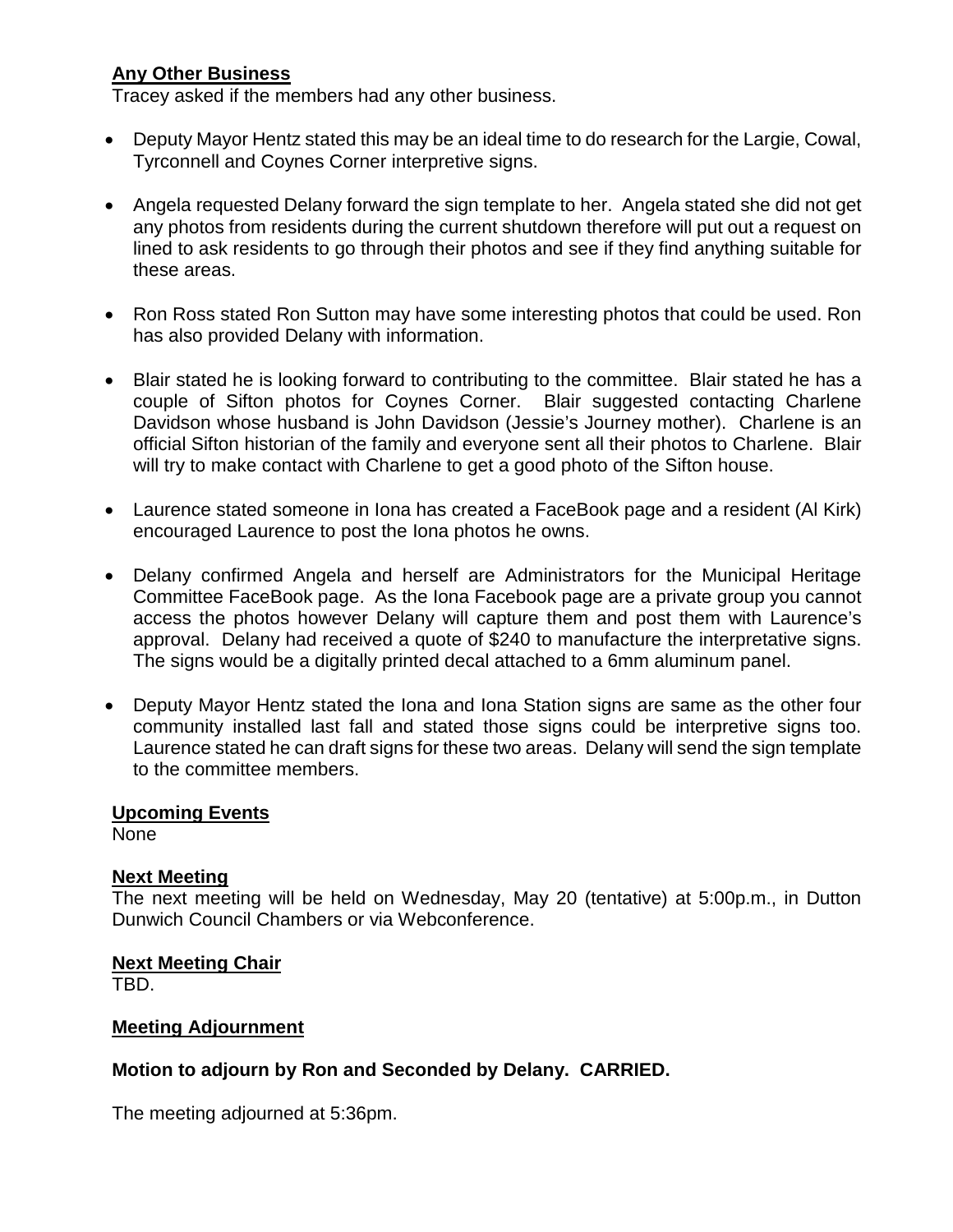**Any Other Business**

Tracey asked if the members had any other business.

- Deputy Mayor Hentz stated this may be an ideal time to do research for the Largie, Cowal, Tyrconnell and Coynes Corner interpretive signs.
- Angela requested Delany forward the sign template to her. Angela stated she did not get any photos from residents during the current shutdown therefore will put out a request on lined to ask residents to go through their photos and see if they find anything suitable for these areas.
- Ron Ross stated Ron Sutton may have some interesting photos that could be used. Ron has also provided Delany with information.
- Blair stated he is looking forward to contributing to the committee. Blair stated he has a couple of Sifton photos for Coynes Corner. Blair suggested contacting Charlene Davidson whose husband is John Davidson (Jessie's Journey mother). Charlene is an official Sifton historian of the family and everyone sent all their photos to Charlene. Blair will try to make contact with Charlene to get a good photo of the Sifton house.
- Laurence stated someone in Iona has created a FaceBook page and a resident (Al Kirk) encouraged Laurence to post the Iona photos he owns.
- Delany confirmed Angela and herself are Administrators for the Municipal Heritage Committee FaceBook page. As the Iona Facebook page are a private group you cannot access the photos however Delany will capture them and post them with Laurence's approval. Delany had received a quote of $240 to manufacture the interpretative signs. The signs would be a digitally printed decal attached to a 6mm aluminum panel.
- Deputy Mayor Hentz stated the Iona and Iona Station signs are same as the other four community installed last fall and stated those signs could be interpretive signs too. Laurence stated he can draft signs for these two areas. Delany will send the sign template to the committee members.

**Upcoming Events**

None

**Next Meeting**

The next meeting will be held on Wednesday, May 20 (tentative) at 5:00p.m., in Dutton Dunwich Council Chambers or via Webconference.

**Next Meeting Chair**

TBD.

**Meeting Adjournment**

**Motion to adjourn by Ron and Seconded by Delany. CARRIED.**

The meeting adjourned at 5:36pm.